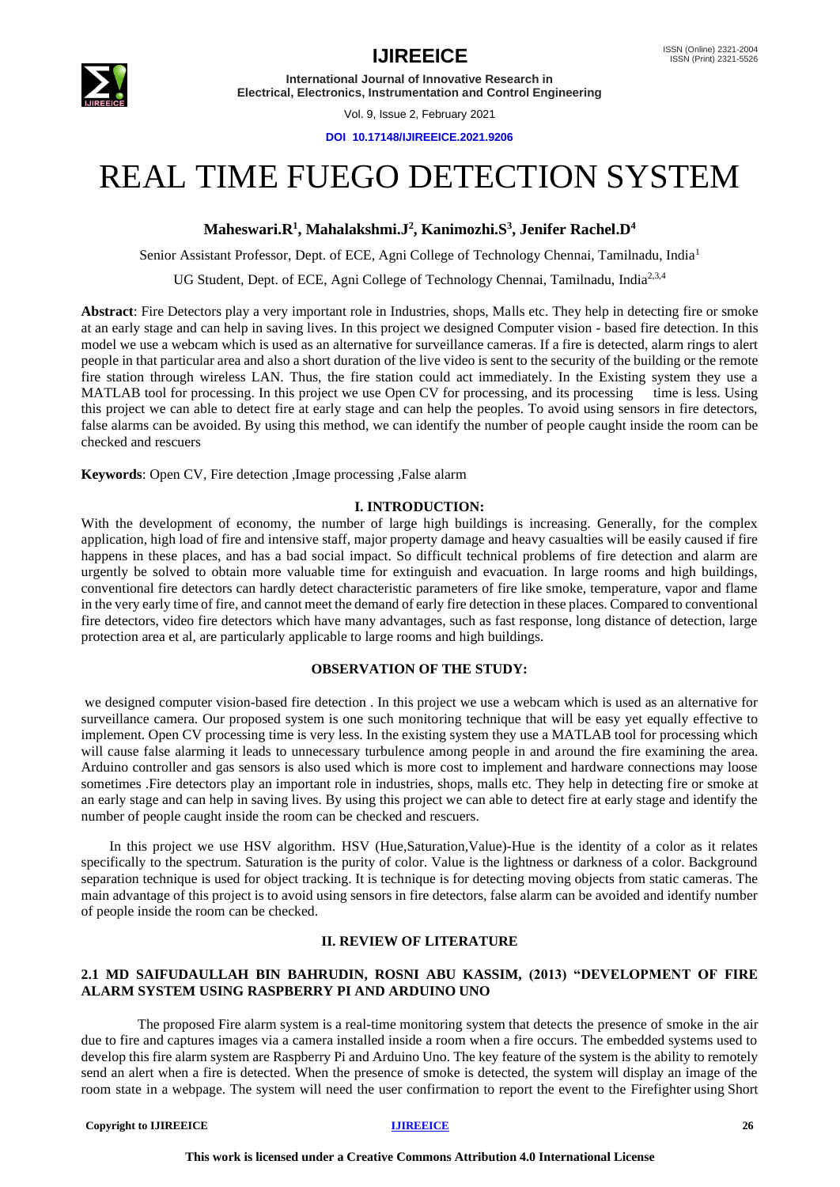# REAL TIME FUEGO DETECTION SYSTEM

**Maheswari.R[1], Mahalakshmi.J[2], Kanimozhi.S[3], Jenifer Rachel.D[4]**

Senior Assistant Professor, Dept. of ECE, Agni College of Technology Chennai, Tamilnadu, India[1]

UG Student, Dept. of ECE, Agni College of Technology Chennai, Tamilnadu, India[2,3,4]

**Abstract**: Fire Detectors play a very important role in Industries, shops, Malls etc. They help in detecting fire or smoke at an early stage and can help in saving lives. In this project we designed Computer vision - based fire detection. In this model we use a webcam which is used as an alternative for surveillance cameras. If a fire is detected, alarm rings to alert people in that particular area and also a short duration of the live video is sent to the security of the building or the remote fire station through wireless LAN. Thus, the fire station could act immediately. In the Existing system they use a MATLAB tool for processing. In this project we use Open CV for processing, and its processing time is less. Using this project we can able to detect fire at early stage and can help the peoples. To avoid using sensors in fire detectors, false alarms can be avoided. By using this method, we can identify the number of people caught inside the room can be checked and rescuers

**Keywords**: Open CV, Fire detection ,Image processing ,False alarm

## I. INTRODUCTION:

With the development of economy, the number of large high buildings is increasing. Generally, for the complex application, high load of fire and intensive staff, major property damage and heavy casualties will be easily caused if fire happens in these places, and has a bad social impact. So difficult technical problems of fire detection and alarm are urgently be solved to obtain more valuable time for extinguish and evacuation. In large rooms and high buildings, conventional fire detectors can hardly detect characteristic parameters of fire like smoke, temperature, vapor and flame in the very early time of fire, and cannot meet the demand of early fire detection in these places. Compared to conventional fire detectors, video fire detectors which have many advantages, such as fast response, long distance of detection, large protection area et al, are particularly applicable to large rooms and high buildings.

## OBSERVATION OF THE STUDY:

we designed computer vision-based fire detection . In this project we use a webcam which is used as an alternative for surveillance camera. Our proposed system is one such monitoring technique that will be easy yet equally effective to implement. Open CV processing time is very less. In the existing system they use a MATLAB tool for processing which will cause false alarming it leads to unnecessary turbulence among people in and around the fire examining the area. Arduino controller and gas sensors is also used which is more cost to implement and hardware connections may loose sometimes .Fire detectors play an important role in industries, shops, malls etc. They help in detecting fire or smoke at an early stage and can help in saving lives. By using this project we can able to detect fire at early stage and identify the number of people caught inside the room can be checked and rescuers.

In this project we use HSV algorithm. HSV (Hue,Saturation,Value)-Hue is the identity of a color as it relates specifically to the spectrum. Saturation is the purity of color. Value is the lightness or darkness of a color. Background separation technique is used for object tracking. It is technique is for detecting moving objects from static cameras. The main advantage of this project is to avoid using sensors in fire detectors, false alarm can be avoided and identify number of people inside the room can be checked.

## II. REVIEW OF LITERATURE

### 2.1 MD SAIFUDAULLAH BIN BAHRUDIN, ROSNI ABU KASSIM, (2013) "DEVELOPMENT OF FIRE ALARM SYSTEM USING RASPBERRY PI AND ARDUINO UNO

The proposed Fire alarm system is a real-time monitoring system that detects the presence of smoke in the air due to fire and captures images via a camera installed inside a room when a fire occurs. The embedded systems used to develop this fire alarm system are Raspberry Pi and Arduino Uno. The key feature of the system is the ability to remotely send an alert when a fire is detected. When the presence of smoke is detected, the system will display an image of the room state in a webpage. The system will need the user confirmation to report the event to the Firefighter using Short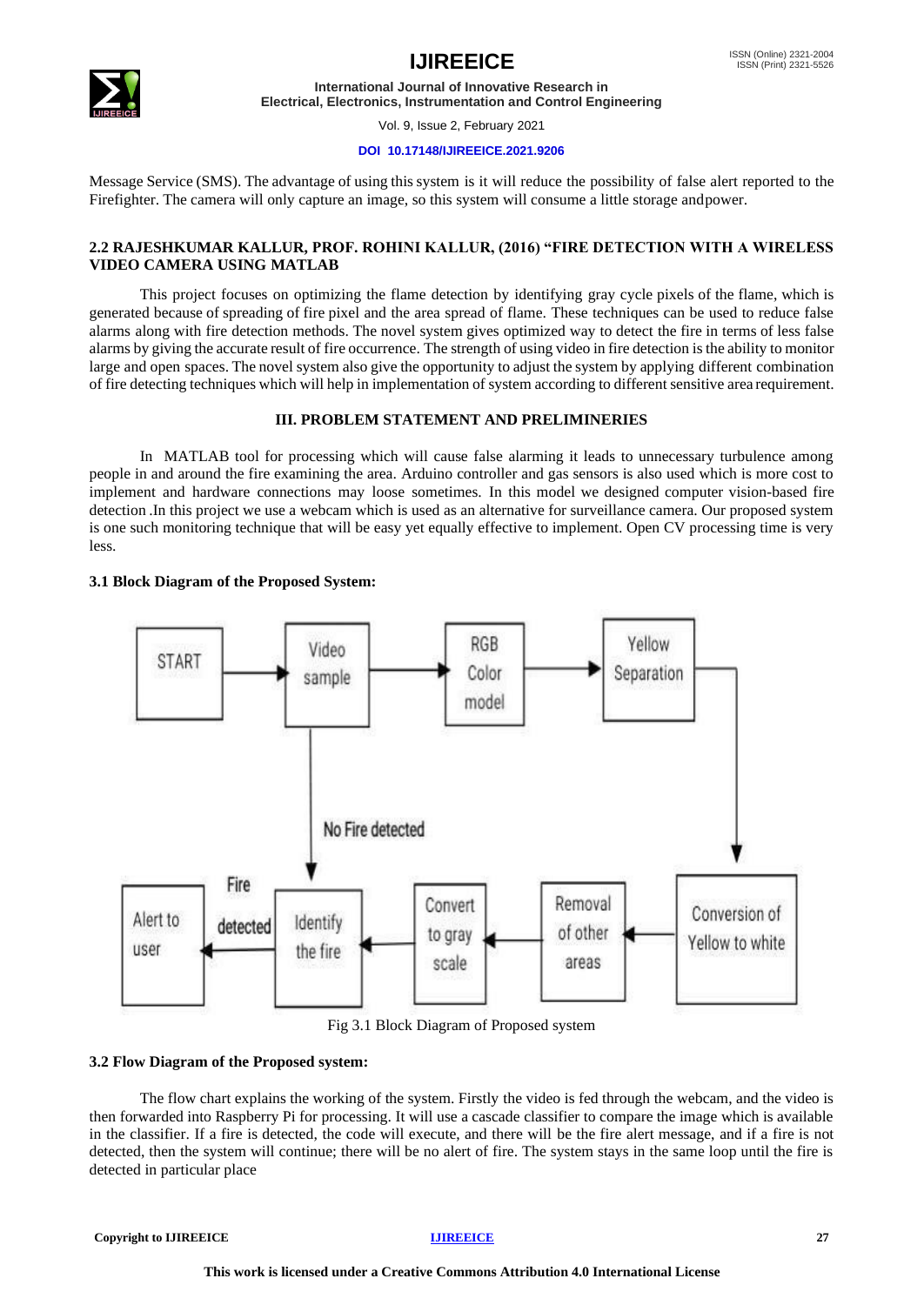Message Service (SMS). The advantage of using this system is it will reduce the possibility of false alert reported to the Firefighter. The camera will only capture an image, so this system will consume a little storage andpower.

### 2.2 RAJESHKUMAR KALLUR, PROF. ROHINI KALLUR, (2016) "FIRE DETECTION WITH A WIRELESS VIDEO CAMERA USING MATLAB

This project focuses on optimizing the flame detection by identifying gray cycle pixels of the flame, which is generated because of spreading of fire pixel and the area spread of flame. These techniques can be used to reduce false alarms along with fire detection methods. The novel system gives optimized way to detect the fire in terms of less false alarms by giving the accurate result of fire occurrence. The strength of using video in fire detection is the ability to monitor large and open spaces. The novel system also give the opportunity to adjust the system by applying different combination of fire detecting techniques which will help in implementation of system according to different sensitive area requirement.

## III. PROBLEM STATEMENT AND PRELIMINERIES

In MATLAB tool for processing which will cause false alarming it leads to unnecessary turbulence among people in and around the fire examining the area. Arduino controller and gas sensors is also used which is more cost to implement and hardware connections may loose sometimes. In this model we designed computer vision-based fire detection .In this project we use a webcam which is used as an alternative for surveillance camera. Our proposed system is one such monitoring technique that will be easy yet equally effective to implement. Open CV processing time is very less.

### 3.1 Block Diagram of the Proposed System:

START → Video sample → RGB Color model → Yellow Separation → Conversion of Yellow to white → Removal of other areas → Convert to gray scale → Identify the fire → (Fire detected) → Alert to user

Video sample → (No Fire detected) → Identify the fire

Fig 3.1 Block Diagram of Proposed system

### 3.2 Flow Diagram of the Proposed system:

The flow chart explains the working of the system. Firstly the video is fed through the webcam, and the video is then forwarded into Raspberry Pi for processing. It will use a cascade classifier to compare the image which is available in the classifier. If a fire is detected, the code will execute, and there will be the fire alert message, and if a fire is not detected, then the system will continue; there will be no alert of fire. The system stays in the same loop until the fire is detected in particular place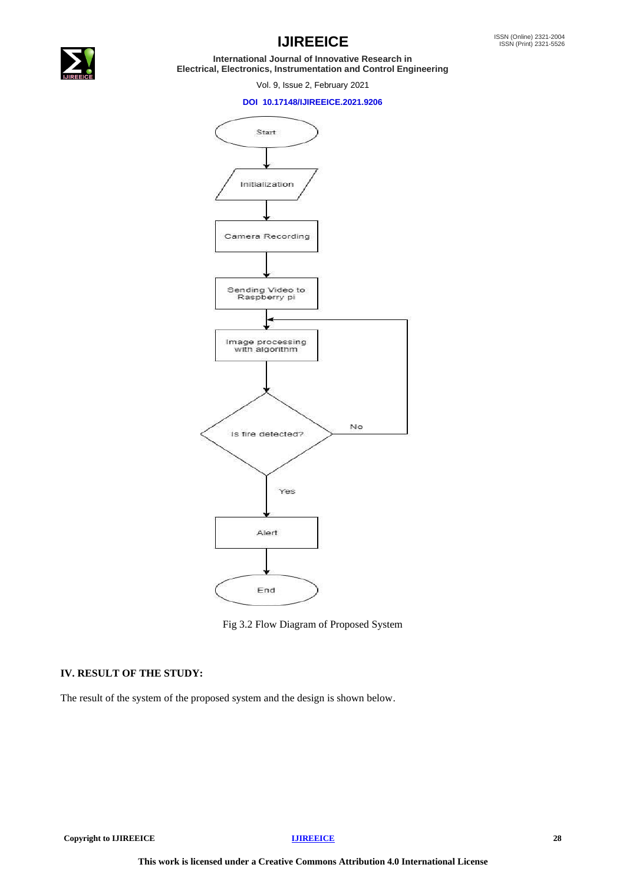Fig 3.2 Flow Diagram of Proposed System

## IV. RESULT OF THE STUDY:

The result of the system of the proposed system and the design is shown below.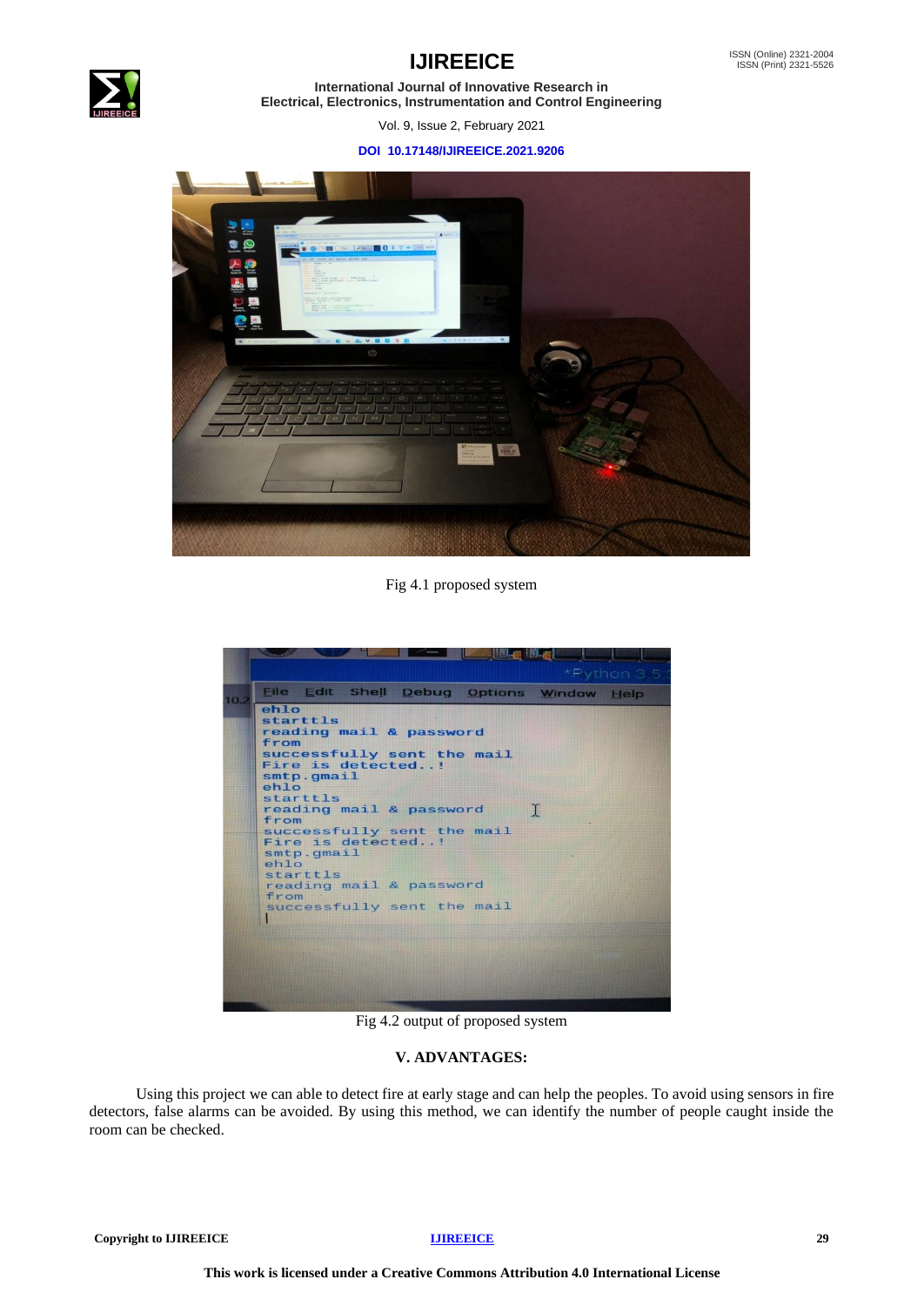Fig 4.1 proposed system

Fig 4.2 output of proposed system

## V. ADVANTAGES:

Using this project we can able to detect fire at early stage and can help the peoples. To avoid using sensors in fire detectors, false alarms can be avoided. By using this method, we can identify the number of people caught inside the room can be checked.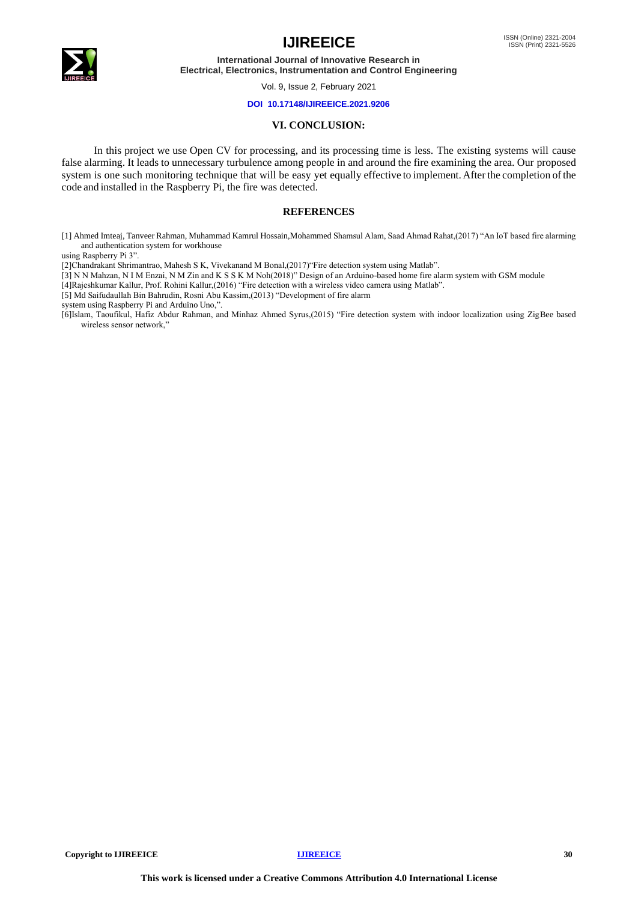## VI. CONCLUSION:

In this project we use Open CV for processing, and its processing time is less. The existing systems will cause false alarming. It leads to unnecessary turbulence among people in and around the fire examining the area. Our proposed system is one such monitoring technique that will be easy yet equally effective to implement. After the completion of the code and installed in the Raspberry Pi, the fire was detected.

## REFERENCES

[1] Ahmed Imteaj, Tanveer Rahman, Muhammad Kamrul Hossain,Mohammed Shamsul Alam, Saad Ahmad Rahat,(2017) "An IoT based fire alarming and authentication system for workhouse using Raspberry Pi 3".

[2]Chandrakant Shrimantrao, Mahesh S K, Vivekanand M Bonal,(2017)"Fire detection system using Matlab".

[3] N N Mahzan, N I M Enzai, N M Zin and K S S K M Noh(2018)" Design of an Arduino-based home fire alarm system with GSM module

[4]Rajeshkumar Kallur, Prof. Rohini Kallur,(2016) "Fire detection with a wireless video camera using Matlab".

[5] Md Saifudaullah Bin Bahrudin, Rosni Abu Kassim,(2013) "Development of fire alarm system using Raspberry Pi and Arduino Uno,".

[6]Islam, Taoufikul, Hafiz Abdur Rahman, and Minhaz Ahmed Syrus,(2015) "Fire detection system with indoor localization using ZigBee based wireless sensor network,"